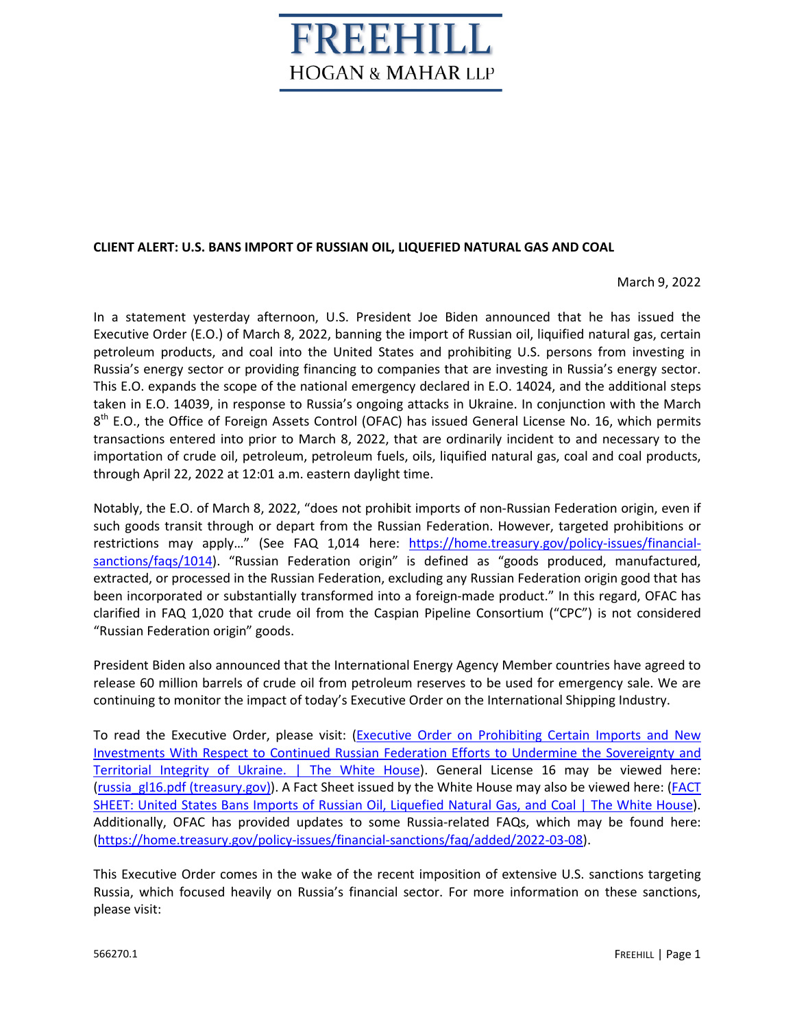**FREEHILL**
**HOGAN & MAHAR LLP**

**CLIENT ALERT: U.S. BANS IMPORT OF RUSSIAN OIL, LIQUEFIED NATURAL GAS AND COAL**

March 9, 2022

In a statement yesterday afternoon, U.S. President Joe Biden announced that he has issued the Executive Order (E.O.) of March 8, 2022, banning the import of Russian oil, liquified natural gas, certain petroleum products, and coal into the United States and prohibiting U.S. persons from investing in Russia's energy sector or providing financing to companies that are investing in Russia's energy sector. This E.O. expands the scope of the national emergency declared in E.O. 14024, and the additional steps taken in E.O. 14039, in response to Russia's ongoing attacks in Ukraine. In conjunction with the March 8th E.O., the Office of Foreign Assets Control (OFAC) has issued General License No. 16, which permits transactions entered into prior to March 8, 2022, that are ordinarily incident to and necessary to the importation of crude oil, petroleum, petroleum fuels, oils, liquified natural gas, coal and coal products, through April 22, 2022 at 12:01 a.m. eastern daylight time.

Notably, the E.O. of March 8, 2022, "does not prohibit imports of non-Russian Federation origin, even if such goods transit through or depart from the Russian Federation. However, targeted prohibitions or restrictions may apply…" (See FAQ 1,014 here: [https://home.treasury.gov/policy-issues/financial-sanctions/faqs/1014](https://home.treasury.gov/policy-issues/financial-sanctions/faqs/1014)). "Russian Federation origin" is defined as "goods produced, manufactured, extracted, or processed in the Russian Federation, excluding any Russian Federation origin good that has been incorporated or substantially transformed into a foreign-made product." In this regard, OFAC has clarified in FAQ 1,020 that crude oil from the Caspian Pipeline Consortium ("CPC") is not considered "Russian Federation origin" goods.

President Biden also announced that the International Energy Agency Member countries have agreed to release 60 million barrels of crude oil from petroleum reserves to be used for emergency sale. We are continuing to monitor the impact of today's Executive Order on the International Shipping Industry.

To read the Executive Order, please visit: (Executive Order on Prohibiting Certain Imports and New Investments With Respect to Continued Russian Federation Efforts to Undermine the Sovereignty and Territorial Integrity of Ukraine. | The White House). General License 16 may be viewed here: (russia_gl16.pdf (treasury.gov)). A Fact Sheet issued by the White House may also be viewed here: (FACT SHEET: United States Bans Imports of Russian Oil, Liquefied Natural Gas, and Coal | The White House). Additionally, OFAC has provided updates to some Russia-related FAQs, which may be found here: ([https://home.treasury.gov/policy-issues/financial-sanctions/faq/added/2022-03-08](https://home.treasury.gov/policy-issues/financial-sanctions/faq/added/2022-03-08)).

This Executive Order comes in the wake of the recent imposition of extensive U.S. sanctions targeting Russia, which focused heavily on Russia's financial sector. For more information on these sanctions, please visit:

566270.1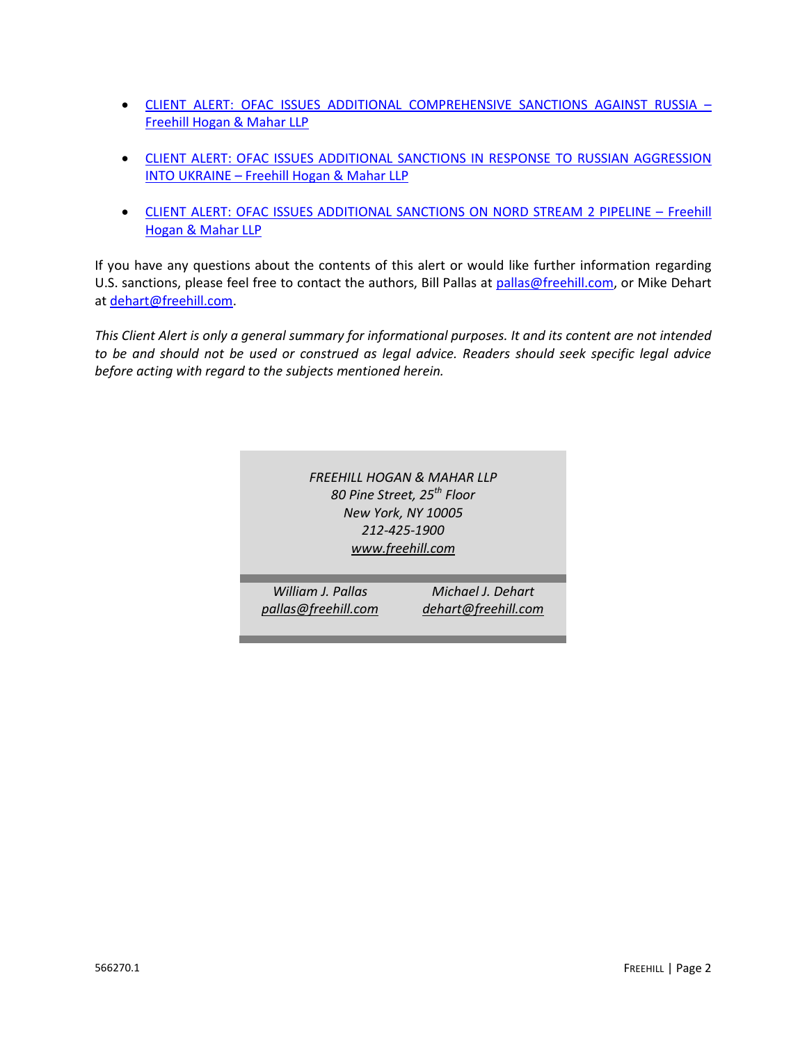- [CLIENT ALERT: OFAC ISSUES ADDITIONAL COMPREHENSIVE SANCTIONS AGAINST RUSSIA – Freehill Hogan & Mahar LLP]()

- [CLIENT ALERT: OFAC ISSUES ADDITIONAL SANCTIONS IN RESPONSE TO RUSSIAN AGGRESSION INTO UKRAINE – Freehill Hogan & Mahar LLP]()

- [CLIENT ALERT: OFAC ISSUES ADDITIONAL SANCTIONS ON NORD STREAM 2 PIPELINE – Freehill Hogan & Mahar LLP]()

If you have any questions about the contents of this alert or would like further information regarding U.S. sanctions, please feel free to contact the authors, Bill Pallas at pallas@freehill.com, or Mike Dehart at dehart@freehill.com.

*This Client Alert is only a general summary for informational purposes. It and its content are not intended to be and should not be used or construed as legal advice. Readers should seek specific legal advice before acting with regard to the subjects mentioned herein.*

*FREEHILL HOGAN & MAHAR LLP*
*80 Pine Street, 25th Floor*
*New York, NY 10005*
*212-425-1900*
*www.freehill.com*

| | |
|---|---|
| *William J. Pallas* | *Michael J. Dehart* |
| *pallas@freehill.com* | *dehart@freehill.com* |

566270.1